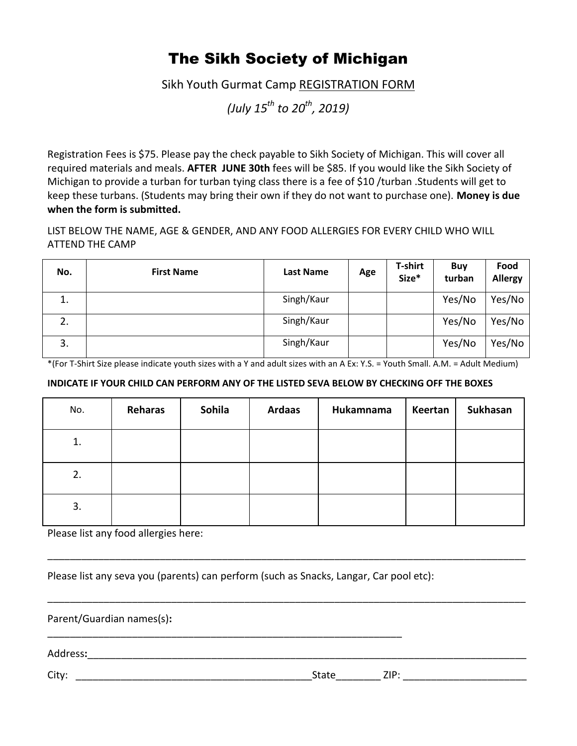# The Sikh Society of Michigan

Sikh Youth Gurmat Camp REGISTRATION FORM

*(July 15th to 20th, 2019)*

Registration Fees is $75. Please pay the check payable to Sikh Society of Michigan. This will cover all required materials and meals. **AFTER JUNE 30th** fees will be $85. If you would like the Sikh Society of Michigan to provide a turban for turban tying class there is a fee of $10 /turban .Students will get to keep these turbans. (Students may bring their own if they do not want to purchase one). **Money is due when the form is submitted.**

LIST BELOW THE NAME, AGE & GENDER, AND ANY FOOD ALLERGIES FOR EVERY CHILD WHO WILL ATTEND THE CAMP

| No. | First Name | Last Name | Age | T-shirt Size* | Buy turban | Food Allergy |
|---|---|---|---|---|---|---|
| 1. | | Singh/Kaur | | | Yes/No | Yes/No |
| 2. | | Singh/Kaur | | | Yes/No | Yes/No |
| 3. | | Singh/Kaur | | | Yes/No | Yes/No |

*(For T-Shirt Size please indicate youth sizes with a Y and adult sizes with an A Ex: Y.S. = Youth Small. A.M. = Adult Medium)

**INDICATE IF YOUR CHILD CAN PERFORM ANY OF THE LISTED SEVA BELOW BY CHECKING OFF THE BOXES**

| No. | Reharas | Sohila | Ardaas | Hukamnama | Keertan | Sukhasan |
|---|---|---|---|---|---|---|
| 1. | | | | | | |
| 2. | | | | | | |
| 3. | | | | | | |

Please list any food allergies here:

_______________________________________________________________________________________

Please list any seva you (parents) can perform (such as Snacks, Langar, Car pool etc):

_______________________________________________________________________________________

Parent/Guardian names(s):

_________________________________________________________________

Address:_________________________________________________________________________

City: __________________________________________State________ ZIP: ______________________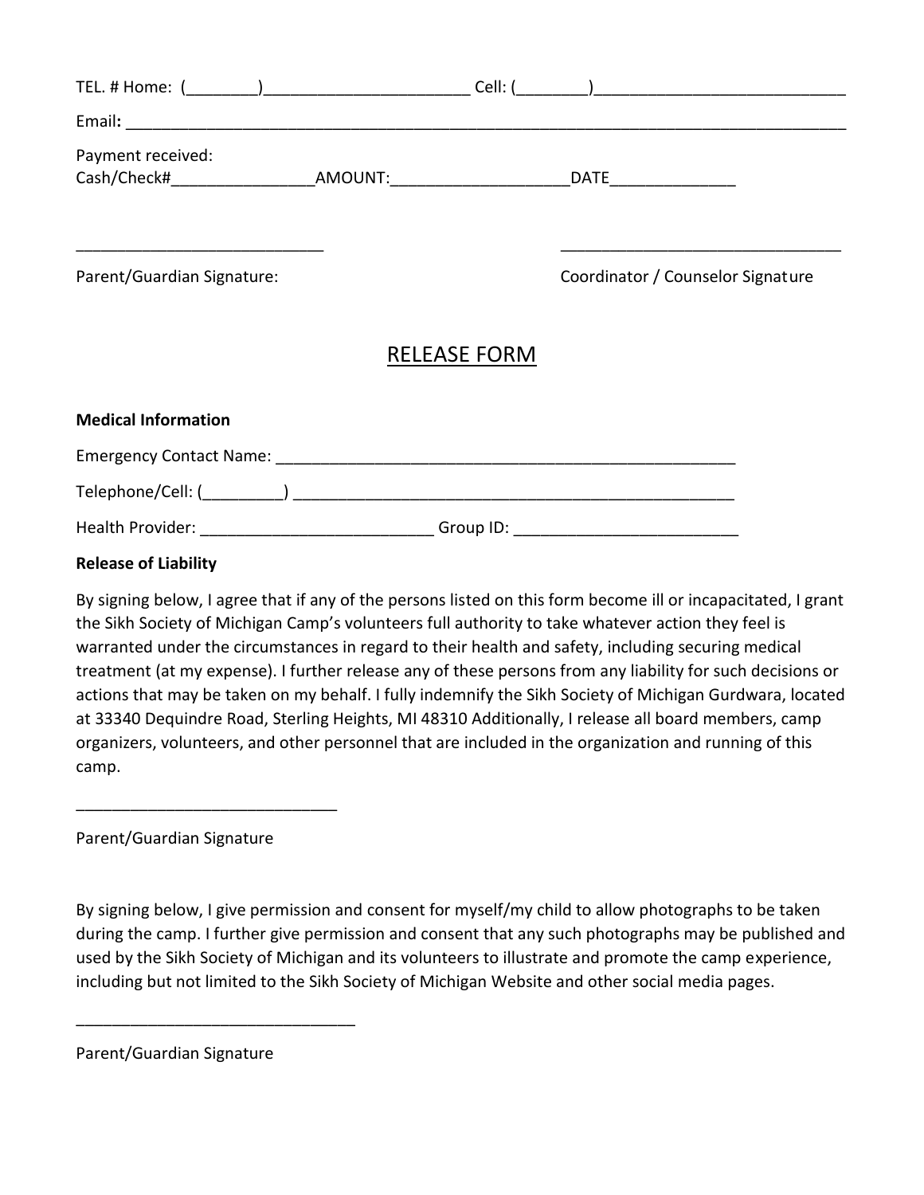TEL. # Home: (________)_______________________ Cell: (________)___________________________

Email: ________________________________________________________________________________

Payment received:
Cash/Check#________________AMOUNT:____________________DATE______________

____________________________ _______________________________

Parent/Guardian Signature: Coordinator / Counselor Signature

## RELEASE FORM

**Medical Information**

Emergency Contact Name: _____________________________________________________

Telephone/Cell: (_________) __________________________________________________

Health Provider: __________________________ Group ID: _________________________

**Release of Liability**

By signing below, I agree that if any of the persons listed on this form become ill or incapacitated, I grant the Sikh Society of Michigan Camp's volunteers full authority to take whatever action they feel is warranted under the circumstances in regard to their health and safety, including securing medical treatment (at my expense). I further release any of these persons from any liability for such decisions or actions that may be taken on my behalf. I fully indemnify the Sikh Society of Michigan Gurdwara, located at 33340 Dequindre Road, Sterling Heights, MI 48310 Additionally, I release all board members, camp organizers, volunteers, and other personnel that are included in the organization and running of this camp.

_____________________________

Parent/Guardian Signature

By signing below, I give permission and consent for myself/my child to allow photographs to be taken during the camp. I further give permission and consent that any such photographs may be published and used by the Sikh Society of Michigan and its volunteers to illustrate and promote the camp experience, including but not limited to the Sikh Society of Michigan Website and other social media pages.

_______________________________

Parent/Guardian Signature